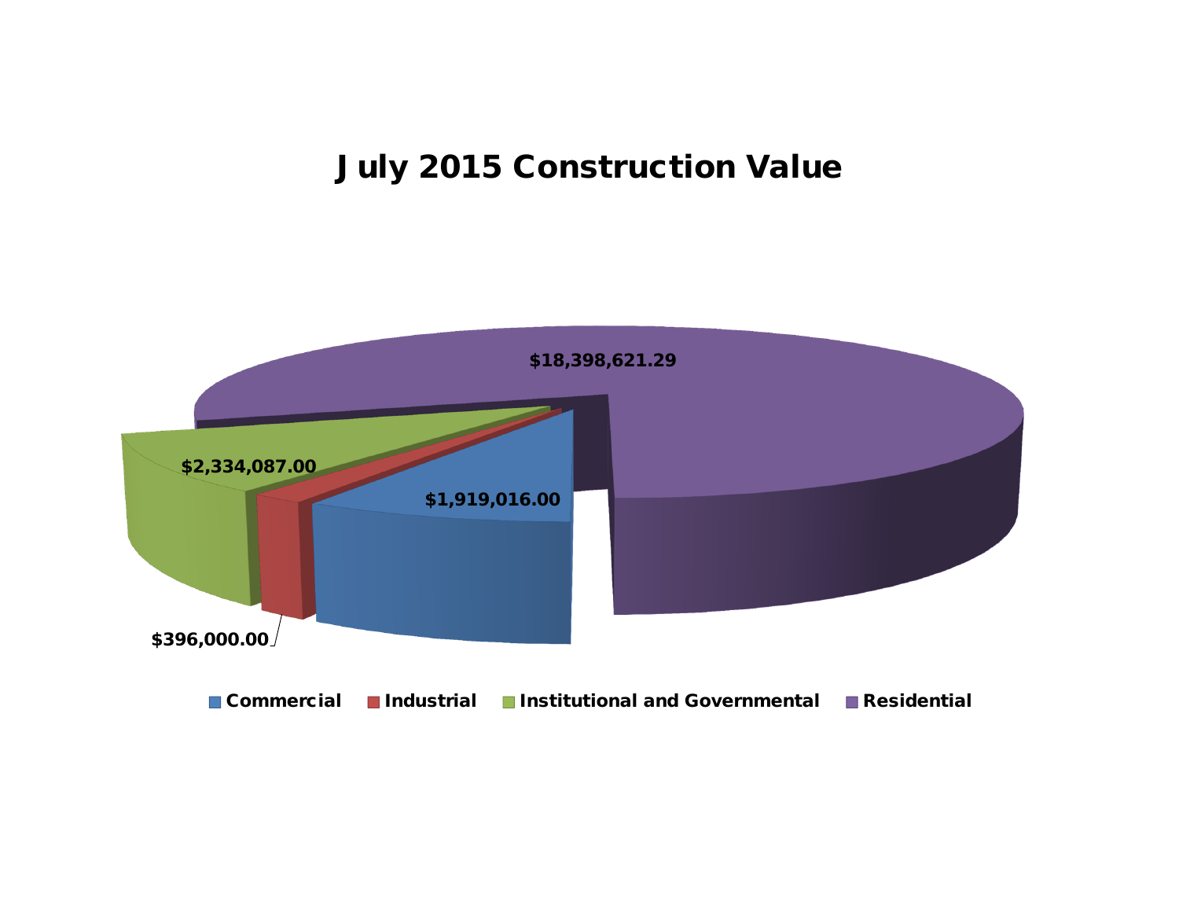# July 2015 Construction Value

$18,398,621.29

$2,334,087.00

$1,919,016.00

$396,000.00

■ Commercial ■ Industrial ■ Institutional and Governmental ■ Residential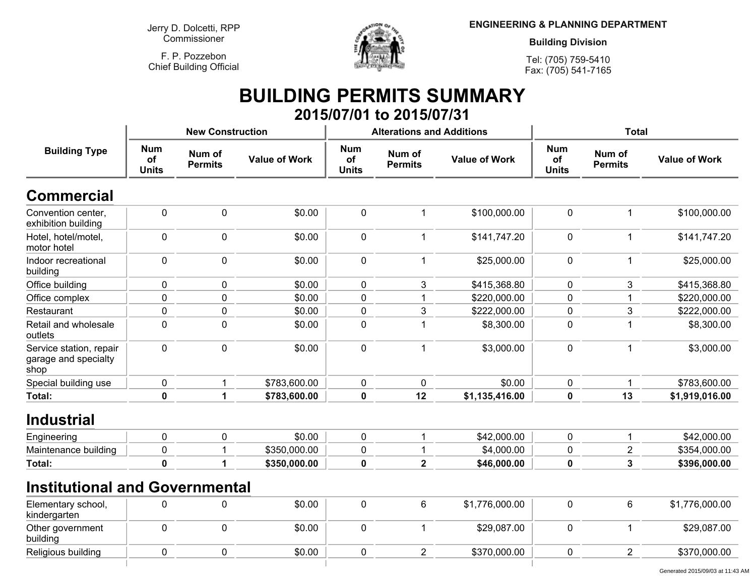Jerry D. Dolcetti, RPP
Commissioner

F. P. Pozzebon
Chief Building Official

**ENGINEERING & PLANNING DEPARTMENT**

**Building Division**

Tel: (705) 759-5410
Fax: (705) 541-7165

# BUILDING PERMITS SUMMARY

## 2015/07/01 to 2015/07/31

| Building Type | New Construction | | | Alterations and Additions | | | Total | | |
|---|---|---|---|---|---|---|---|---|---|
| | Num of Units | Num of Permits | Value of Work | Num of Units | Num of Permits | Value of Work | Num of Units | Num of Permits | Value of Work |
| **Commercial** | | | | | | | | | |
| Convention center, exhibition building | 0 | 0 | $0.00 | 0 | 1 | $100,000.00 | 0 | 1 | $100,000.00 |
| Hotel, hotel/motel, motor hotel | 0 | 0 | $0.00 | 0 | 1 | $141,747.20 | 0 | 1 | $141,747.20 |
| Indoor recreational building | 0 | 0 | $0.00 | 0 | 1 | $25,000.00 | 0 | 1 | $25,000.00 |
| Office building | 0 | 0 | $0.00 | 0 | 3 | $415,368.80 | 0 | 3 | $415,368.80 |
| Office complex | 0 | 0 | $0.00 | 0 | 1 | $220,000.00 | 0 | 1 | $220,000.00 |
| Restaurant | 0 | 0 | $0.00 | 0 | 3 | $222,000.00 | 0 | 3 | $222,000.00 |
| Retail and wholesale outlets | 0 | 0 | $0.00 | 0 | 1 | $8,300.00 | 0 | 1 | $8,300.00 |
| Service station, repair garage and specialty shop | 0 | 0 | $0.00 | 0 | 1 | $3,000.00 | 0 | 1 | $3,000.00 |
| Special building use | 0 | 1 | $783,600.00 | 0 | 0 | $0.00 | 0 | 1 | $783,600.00 |
| **Total:** | **0** | **1** | **$783,600.00** | **0** | **12** | **$1,135,416.00** | **0** | **13** | **$1,919,016.00** |
| **Industrial** | | | | | | | | | |
| Engineering | 0 | 0 | $0.00 | 0 | 1 | $42,000.00 | 0 | 1 | $42,000.00 |
| Maintenance building | 0 | 1 | $350,000.00 | 0 | 1 | $4,000.00 | 0 | 2 | $354,000.00 |
| **Total:** | **0** | **1** | **$350,000.00** | **0** | **2** | **$46,000.00** | **0** | **3** | **$396,000.00** |
| **Institutional and Governmental** | | | | | | | | | |
| Elementary school, kindergarten | 0 | 0 | $0.00 | 0 | 6 | $1,776,000.00 | 0 | 6 | $1,776,000.00 |
| Other government building | 0 | 0 | $0.00 | 0 | 1 | $29,087.00 | 0 | 1 | $29,087.00 |
| Religious building | 0 | 0 | $0.00 | 0 | 2 | $370,000.00 | 0 | 2 | $370,000.00 |

Generated 2015/09/03 at 11:43 AM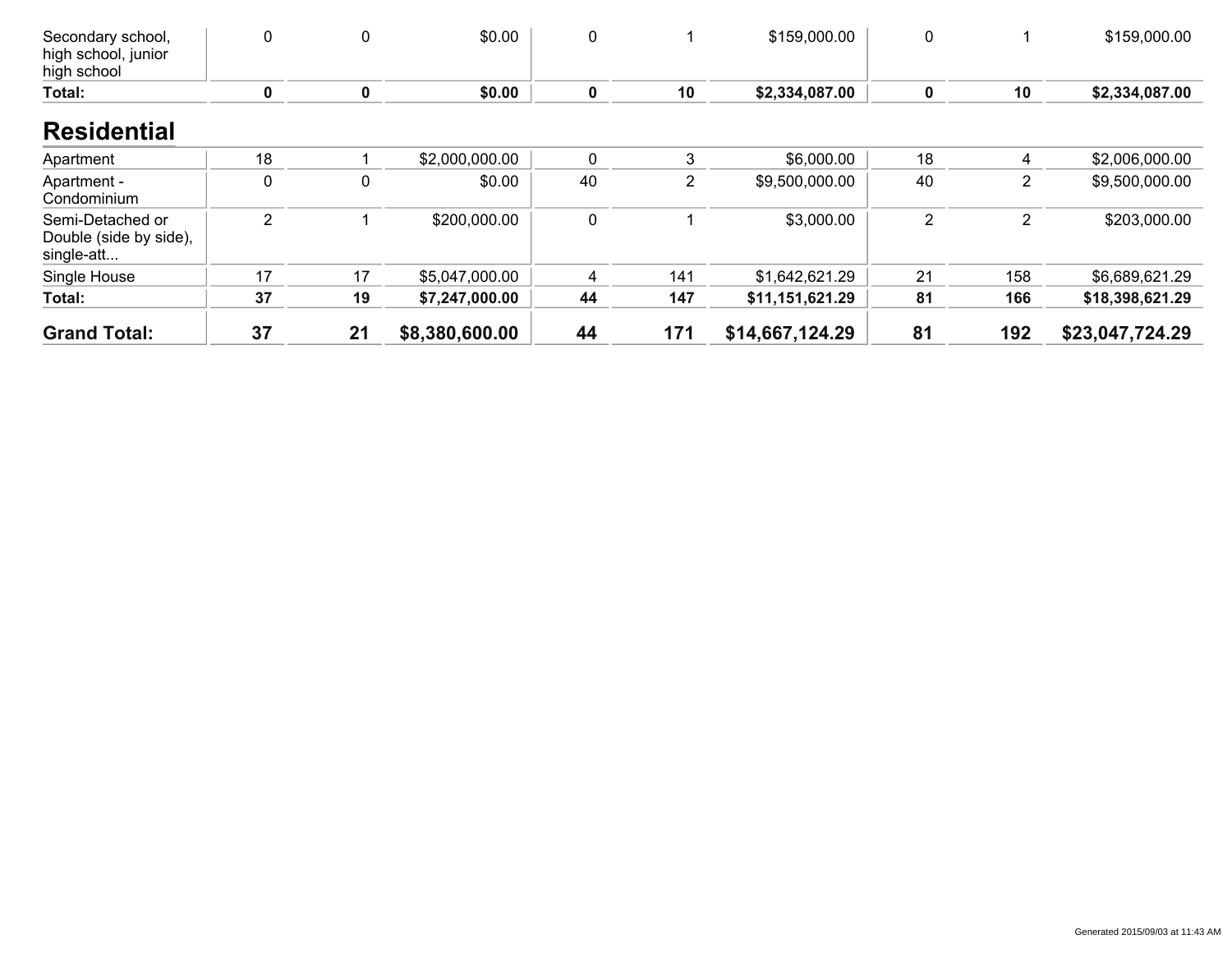| | | | | | | | | | |
|---|---|---|---|---|---|---|---|---|---|
| Secondary school, high school, junior high school | 0 | 0 | $0.00 | 0 | 1 | $159,000.00 | 0 | 1 | $159,000.00 |
| **Total:** | **0** | **0** | **$0.00** | **0** | **10** | **$2,334,087.00** | **0** | **10** | **$2,334,087.00** |

## Residential

| | | | | | | | | | |
|---|---|---|---|---|---|---|---|---|---|
| Apartment | 18 | 1 | $2,000,000.00 | 0 | 3 | $6,000.00 | 18 | 4 | $2,006,000.00 |
| Apartment - Condominium | 0 | 0 | $0.00 | 40 | 2 | $9,500,000.00 | 40 | 2 | $9,500,000.00 |
| Semi-Detached or Double (side by side), single-att... | 2 | 1 | $200,000.00 | 0 | 1 | $3,000.00 | 2 | 2 | $203,000.00 |
| Single House | 17 | 17 | $5,047,000.00 | 4 | 141 | $1,642,621.29 | 21 | 158 | $6,689,621.29 |
| **Total:** | **37** | **19** | **$7,247,000.00** | **44** | **147** | **$11,151,621.29** | **81** | **166** | **$18,398,621.29** |
| **Grand Total:** | **37** | **21** | **$8,380,600.00** | **44** | **171** | **$14,667,124.29** | **81** | **192** | **$23,047,724.29** |

Generated 2015/09/03 at 11:43 AM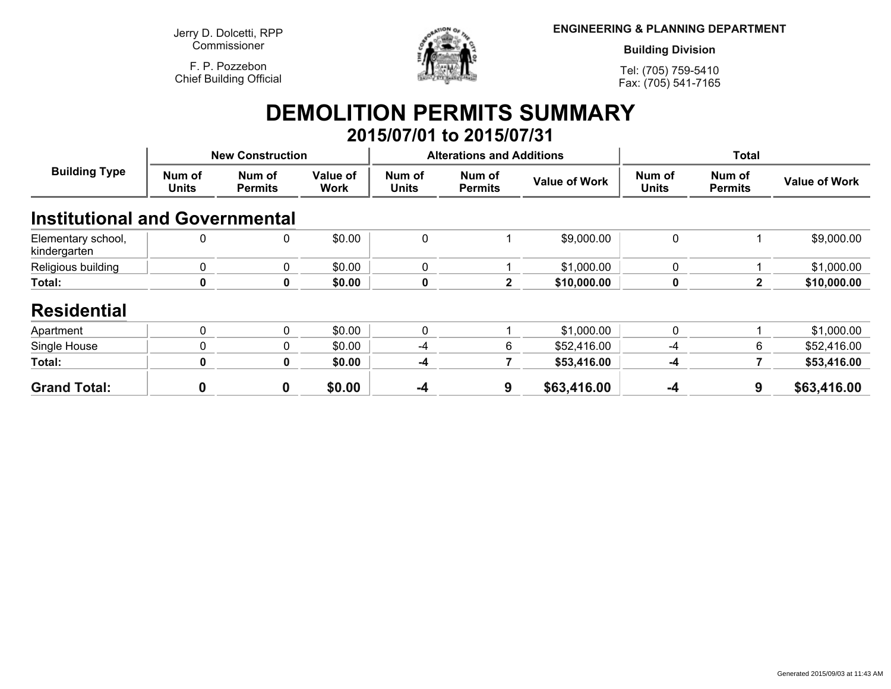Jerry D. Dolcetti, RPP
Commissioner

F. P. Pozzebon
Chief Building Official

**ENGINEERING & PLANNING DEPARTMENT**

**Building Division**

Tel: (705) 759-5410
Fax: (705) 541-7165

# DEMOLITION PERMITS SUMMARY

## 2015/07/01 to 2015/07/31

| Building Type | New Construction | | | Alterations and Additions | | | Total | | |
|---|---|---|---|---|---|---|---|---|---|
| | Num of Units | Num of Permits | Value of Work | Num of Units | Num of Permits | Value of Work | Num of Units | Num of Permits | Value of Work |
| **Institutional and Governmental** | | | | | | | | | |
| Elementary school, kindergarten | 0 | 0 | $0.00 | 0 | 1 | $9,000.00 | 0 | 1 | $9,000.00 |
| Religious building | 0 | 0 | $0.00 | 0 | 1 | $1,000.00 | 0 | 1 | $1,000.00 |
| **Total:** | **0** | **0** | **$0.00** | **0** | **2** | **$10,000.00** | **0** | **2** | **$10,000.00** |
| **Residential** | | | | | | | | | |
| Apartment | 0 | 0 | $0.00 | 0 | 1 | $1,000.00 | 0 | 1 | $1,000.00 |
| Single House | 0 | 0 | $0.00 | -4 | 6 | $52,416.00 | -4 | 6 | $52,416.00 |
| **Total:** | **0** | **0** | **$0.00** | **-4** | **7** | **$53,416.00** | **-4** | **7** | **$53,416.00** |
| **Grand Total:** | **0** | **0** | **$0.00** | **-4** | **9** | **$63,416.00** | **-4** | **9** | **$63,416.00** |

Generated 2015/09/03 at 11:43 AM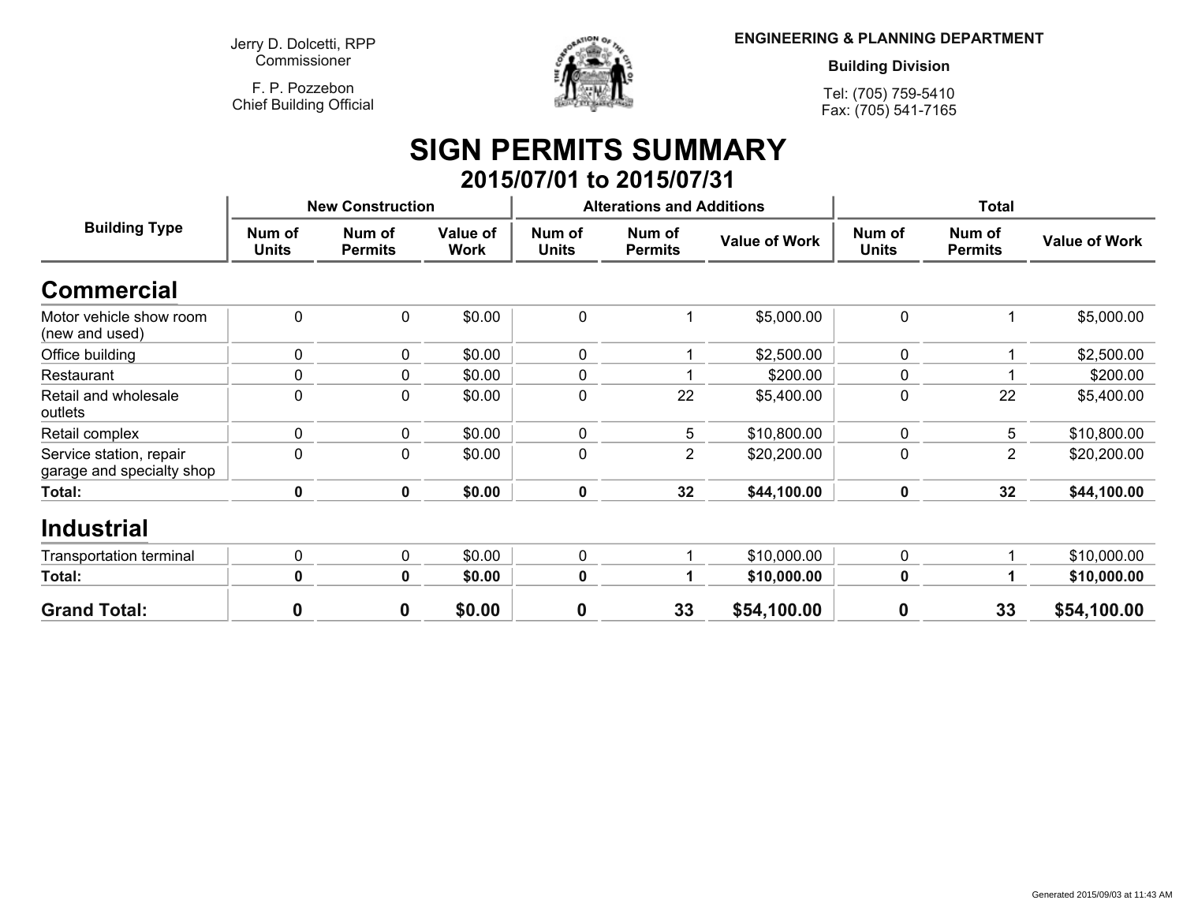Jerry D. Dolcetti, RPP
Commissioner

F. P. Pozzebon
Chief Building Official

**ENGINEERING & PLANNING DEPARTMENT**

**Building Division**

Tel: (705) 759-5410
Fax: (705) 541-7165

# SIGN PERMITS SUMMARY

## 2015/07/01 to 2015/07/31

| Building Type | New Construction | | | Alterations and Additions | | | Total | | |
|---|---|---|---|---|---|---|---|---|---|
| | Num of Units | Num of Permits | Value of Work | Num of Units | Num of Permits | Value of Work | Num of Units | Num of Permits | Value of Work |
| **Commercial** | | | | | | | | | |
| Motor vehicle show room (new and used) | 0 | 0 | $0.00 | 0 | 1 | $5,000.00 | 0 | 1 | $5,000.00 |
| Office building | 0 | 0 | $0.00 | 0 | 1 | $2,500.00 | 0 | 1 | $2,500.00 |
| Restaurant | 0 | 0 | $0.00 | 0 | 1 | $200.00 | 0 | 1 | $200.00 |
| Retail and wholesale outlets | 0 | 0 | $0.00 | 0 | 22 | $5,400.00 | 0 | 22 | $5,400.00 |
| Retail complex | 0 | 0 | $0.00 | 0 | 5 | $10,800.00 | 0 | 5 | $10,800.00 |
| Service station, repair garage and specialty shop | 0 | 0 | $0.00 | 0 | 2 | $20,200.00 | 0 | 2 | $20,200.00 |
| **Total:** | **0** | **0** | **$0.00** | **0** | **32** | **$44,100.00** | **0** | **32** | **$44,100.00** |
| **Industrial** | | | | | | | | | |
| Transportation terminal | 0 | 0 | $0.00 | 0 | 1 | $10,000.00 | 0 | 1 | $10,000.00 |
| **Total:** | **0** | **0** | **$0.00** | **0** | **1** | **$10,000.00** | **0** | **1** | **$10,000.00** |
| **Grand Total:** | **0** | **0** | **$0.00** | **0** | **33** | **$54,100.00** | **0** | **33** | **$54,100.00** |

Generated 2015/09/03 at 11:43 AM